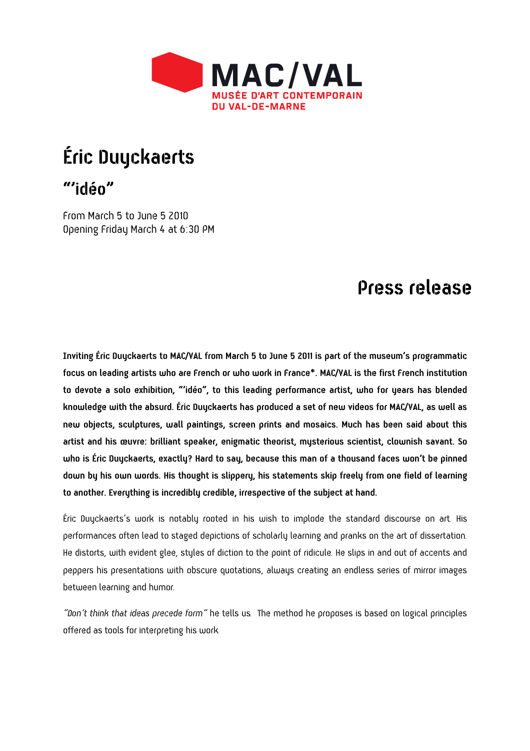MAC/VAL
MUSÉE D'ART CONTEMPORAIN
DU VAL-DE-MARNE

# Éric Duyckaerts

## "'idéo"

From March 5 to June 5 2010
Opening Friday March 4 at 6:30 PM

# Press release

**Inviting Éric Duyckaerts to MAC/VAL from March 5 to June 5 2011 is part of the museum's programmatic focus on leading artists who are French or who work in France*. MAC/VAL is the first French institution to devote a solo exhibition, "'idéo", to this leading performance artist, who for years has blended knowledge with the absurd. Éric Duyckaerts has produced a set of new videos for MAC/VAL, as well as new objects, sculptures, wall paintings, screen prints and mosaics. Much has been said about this artist and his œuvre: brilliant speaker, enigmatic theorist, mysterious scientist, clownish savant. So who is Éric Duyckaerts, exactly? Hard to say, because this man of a thousand faces won't be pinned down by his own words. His thought is slippery, his statements skip freely from one field of learning to another. Everything is incredibly credible, irrespective of the subject at hand.**

Éric Duyckaerts's work is notably rooted in his wish to implode the standard discourse on art. His performances often lead to staged depictions of scholarly learning and pranks on the art of dissertation. He distorts, with evident glee, styles of diction to the point of ridicule. He slips in and out of accents and peppers his presentations with obscure quotations, always creating an endless series of mirror images between learning and humor.

*"Don't think that ideas precede form"* he tells us. The method he proposes is based on logical principles offered as tools for interpreting his work.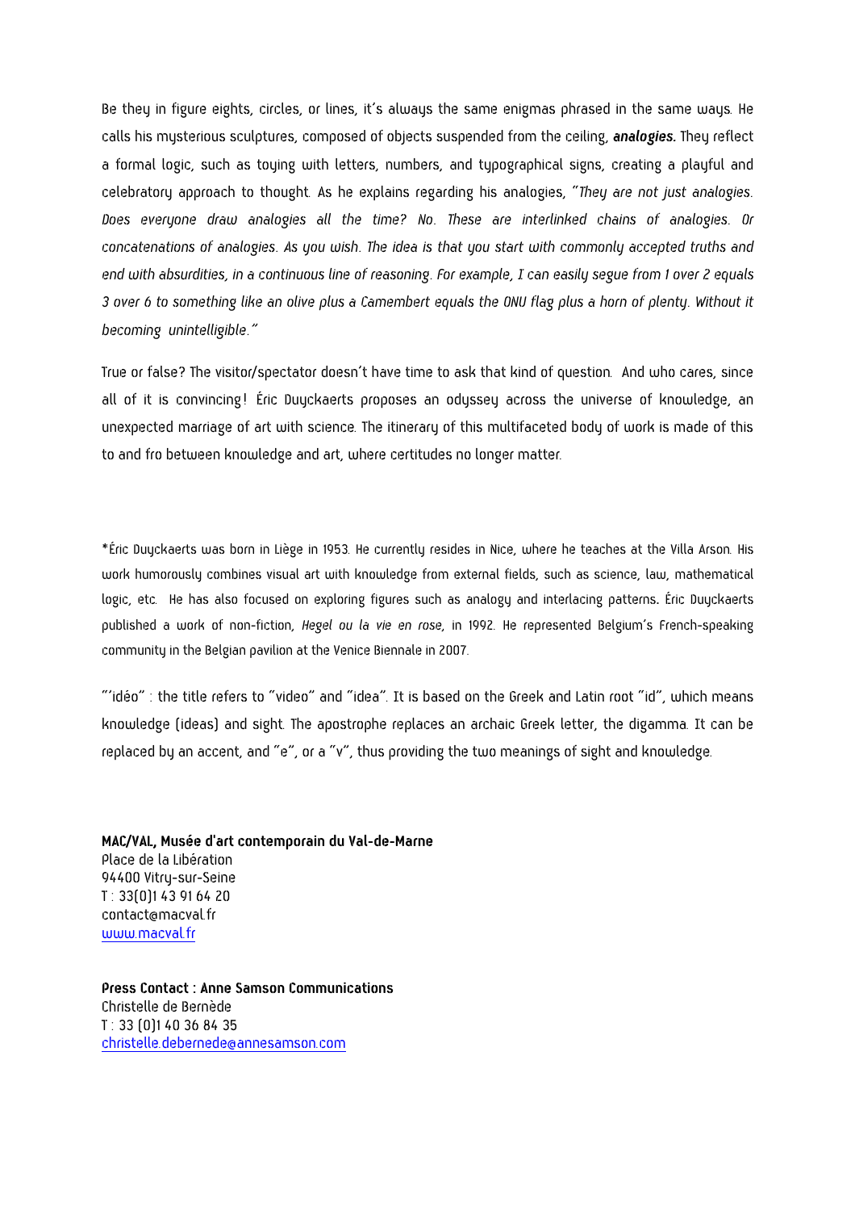Be they in figure eights, circles, or lines, it's always the same enigmas phrased in the same ways. He calls his mysterious sculptures, composed of objects suspended from the ceiling, ***analogies.*** They reflect a formal logic, such as toying with letters, numbers, and typographical signs, creating a playful and celebratory approach to thought. As he explains regarding his analogies, *"They are not just analogies. Does everyone draw analogies all the time? No. These are interlinked chains of analogies. Or concatenations of analogies. As you wish. The idea is that you start with commonly accepted truths and end with absurdities, in a continuous line of reasoning. For example, I can easily segue from 1 over 2 equals 3 over 6 to something like an olive plus a Camembert equals the ONU flag plus a horn of plenty. Without it becoming unintelligible."*

True or false? The visitor/spectator doesn't have time to ask that kind of question. And who cares, since all of it is convincing! Éric Duyckaerts proposes an odyssey across the universe of knowledge, an unexpected marriage of art with science. The itinerary of this multifaceted body of work is made of this to and fro between knowledge and art, where certitudes no longer matter.

*Éric Duyckaerts was born in Liège in 1953. He currently resides in Nice, where he teaches at the Villa Arson. His work humorously combines visual art with knowledge from external fields, such as science, law, mathematical logic, etc. He has also focused on exploring figures such as analogy and interlacing patterns. Éric Duyckaerts published a work of non-fiction, *Hegel ou la vie en rose*, in 1992. He represented Belgium's French-speaking community in the Belgian pavilion at the Venice Biennale in 2007.

"'idéo" : the title refers to "video" and "idea". It is based on the Greek and Latin root "id", which means knowledge (ideas) and sight. The apostrophe replaces an archaic Greek letter, the digamma. It can be replaced by an accent, and "e", or a "v", thus providing the two meanings of sight and knowledge.

**MAC/VAL, Musée d'art contemporain du Val-de-Marne**
Place de la Libération
94400 Vitry-sur-Seine
T : 33(0)1 43 91 64 20
contact@macval.fr
www.macval.fr

**Press Contact : Anne Samson Communications**
Christelle de Bernède
T : 33 (0)1 40 36 84 35
christelle.debernede@annesamson.com